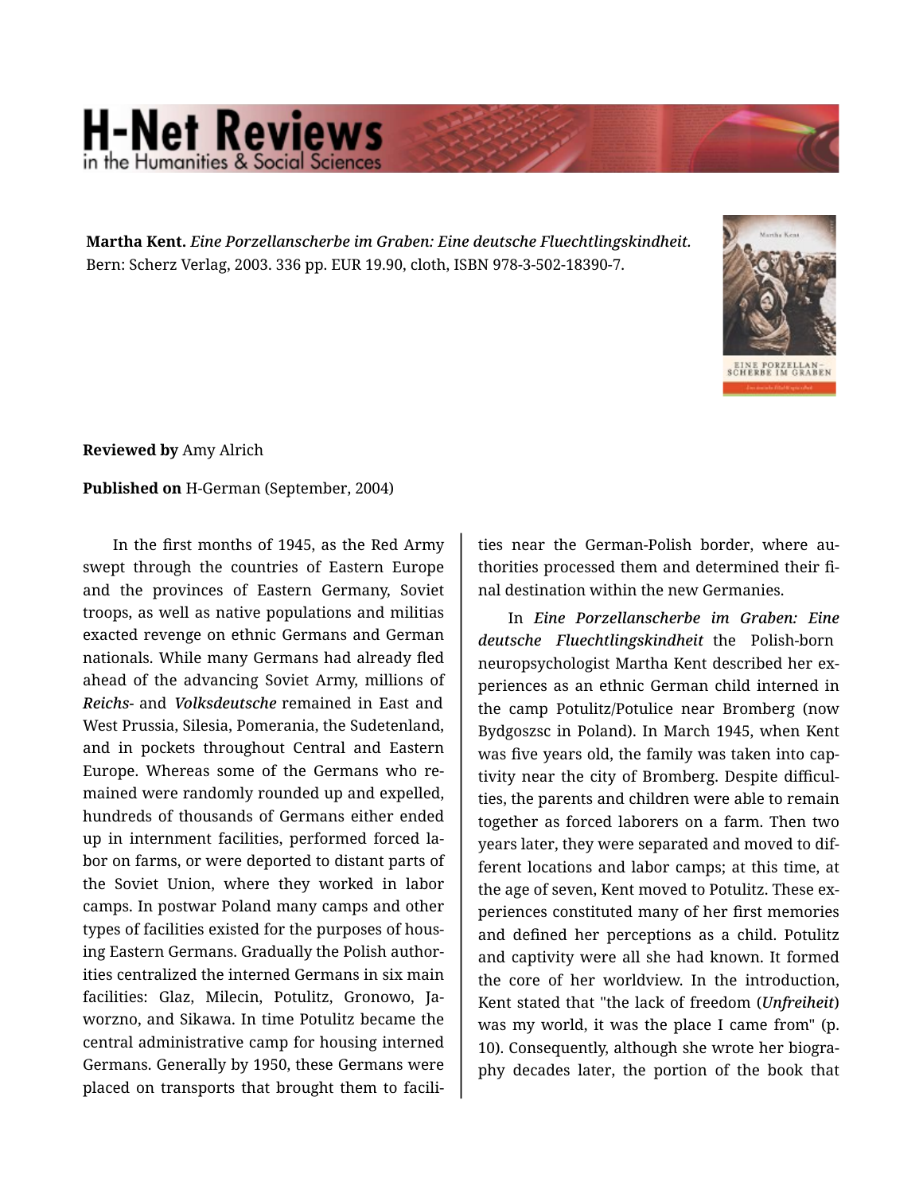**Martha Kent.** *Eine Porzellanscherbe im Graben: Eine deutsche Fluechtlingskindheit.* Bern: Scherz Verlag, 2003. 336 pp. EUR 19.90, cloth, ISBN 978-3-502-18390-7.

**Reviewed by** Amy Alrich

**Published on** H-German (September, 2004)

In the first months of 1945, as the Red Army swept through the countries of Eastern Europe and the provinces of Eastern Germany, Soviet troops, as well as native populations and militias exacted revenge on ethnic Germans and German nationals. While many Germans had already fled ahead of the advancing Soviet Army, millions of *Reichs*- and *Volksdeutsche* remained in East and West Prussia, Silesia, Pomerania, the Sudetenland, and in pockets throughout Central and Eastern Europe. Whereas some of the Germans who remained were randomly rounded up and expelled, hundreds of thousands of Germans either ended up in internment facilities, performed forced labor on farms, or were deported to distant parts of the Soviet Union, where they worked in labor camps. In postwar Poland many camps and other types of facilities existed for the purposes of housing Eastern Germans. Gradually the Polish authorities centralized the interned Germans in six main facilities: Glaz, Milecin, Potulitz, Gronowo, Jaworzno, and Sikawa. In time Potulitz became the central administrative camp for housing interned Germans. Generally by 1950, these Germans were placed on transports that brought them to facilities near the German-Polish border, where authorities processed them and determined their final destination within the new Germanies.

In ***Eine Porzellanscherbe im Graben: Eine deutsche Fluechtlingskindheit*** the Polish-born neuropsychologist Martha Kent described her experiences as an ethnic German child interned in the camp Potulitz/Potulice near Bromberg (now Bydgoszsc in Poland). In March 1945, when Kent was five years old, the family was taken into captivity near the city of Bromberg. Despite difficulties, the parents and children were able to remain together as forced laborers on a farm. Then two years later, they were separated and moved to different locations and labor camps; at this time, at the age of seven, Kent moved to Potulitz. These experiences constituted many of her first memories and defined her perceptions as a child. Potulitz and captivity were all she had known. It formed the core of her worldview. In the introduction, Kent stated that "the lack of freedom (***Unfreiheit***) was my world, it was the place I came from" (p. 10). Consequently, although she wrote her biography decades later, the portion of the book that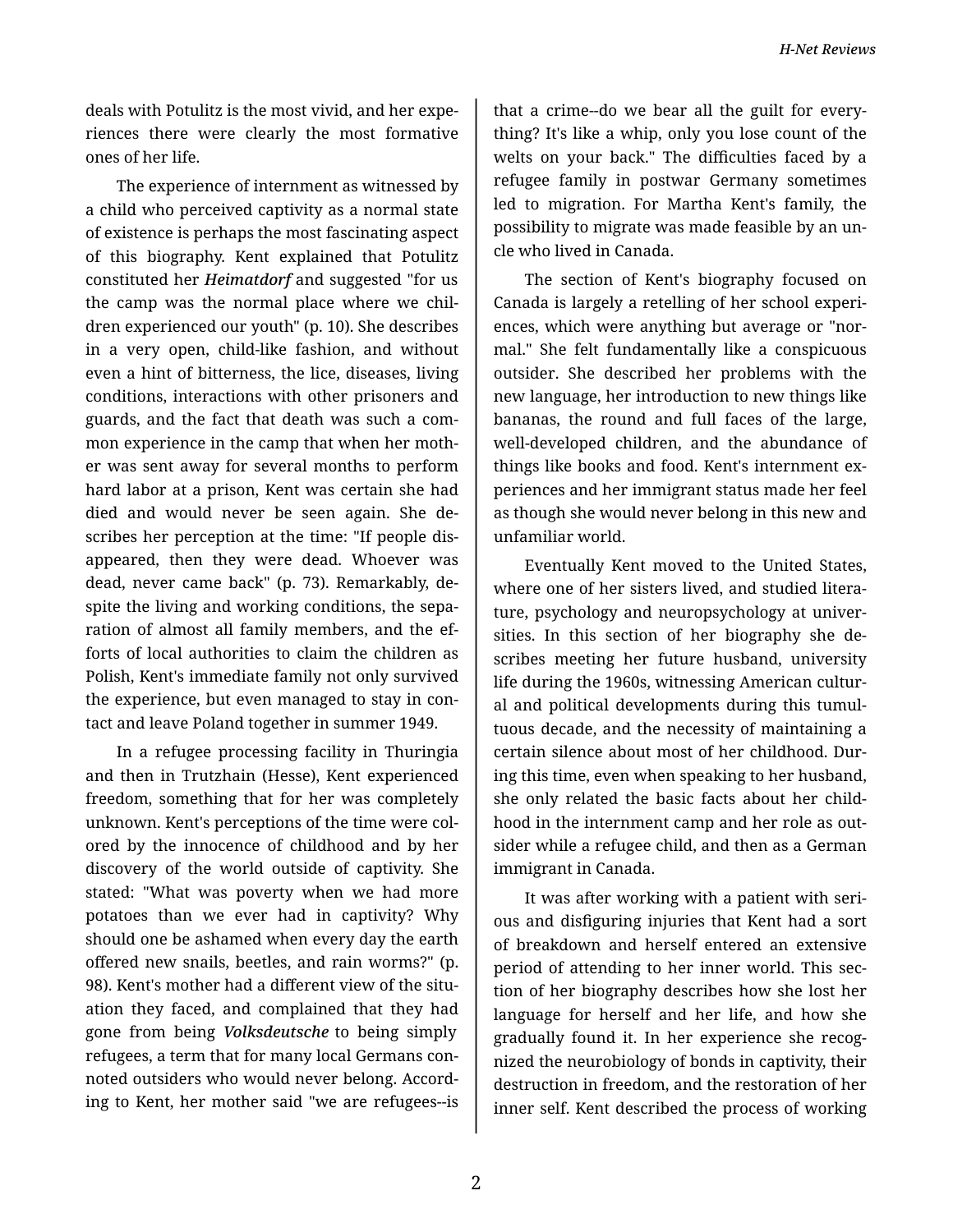deals with Potulitz is the most vivid, and her experiences there were clearly the most formative ones of her life.

The experience of internment as witnessed by a child who perceived captivity as a normal state of existence is perhaps the most fascinating aspect of this biography. Kent explained that Potulitz constituted her ***Heimatdorf*** and suggested "for us the camp was the normal place where we children experienced our youth" (p. 10). She describes in a very open, child-like fashion, and without even a hint of bitterness, the lice, diseases, living conditions, interactions with other prisoners and guards, and the fact that death was such a common experience in the camp that when her mother was sent away for several months to perform hard labor at a prison, Kent was certain she had died and would never be seen again. She describes her perception at the time: "If people disappeared, then they were dead. Whoever was dead, never came back" (p. 73). Remarkably, despite the living and working conditions, the separation of almost all family members, and the efforts of local authorities to claim the children as Polish, Kent's immediate family not only survived the experience, but even managed to stay in contact and leave Poland together in summer 1949.

In a refugee processing facility in Thuringia and then in Trutzhain (Hesse), Kent experienced freedom, something that for her was completely unknown. Kent's perceptions of the time were colored by the innocence of childhood and by her discovery of the world outside of captivity. She stated: "What was poverty when we had more potatoes than we ever had in captivity? Why should one be ashamed when every day the earth offered new snails, beetles, and rain worms?" (p. 98). Kent's mother had a different view of the situation they faced, and complained that they had gone from being ***Volksdeutsche*** to being simply refugees, a term that for many local Germans connoted outsiders who would never belong. According to Kent, her mother said "we are refugees--is that a crime--do we bear all the guilt for everything? It's like a whip, only you lose count of the welts on your back." The difficulties faced by a refugee family in postwar Germany sometimes led to migration. For Martha Kent's family, the possibility to migrate was made feasible by an uncle who lived in Canada.

The section of Kent's biography focused on Canada is largely a retelling of her school experiences, which were anything but average or "normal." She felt fundamentally like a conspicuous outsider. She described her problems with the new language, her introduction to new things like bananas, the round and full faces of the large, well-developed children, and the abundance of things like books and food. Kent's internment experiences and her immigrant status made her feel as though she would never belong in this new and unfamiliar world.

Eventually Kent moved to the United States, where one of her sisters lived, and studied literature, psychology and neuropsychology at universities. In this section of her biography she describes meeting her future husband, university life during the 1960s, witnessing American cultural and political developments during this tumultuous decade, and the necessity of maintaining a certain silence about most of her childhood. During this time, even when speaking to her husband, she only related the basic facts about her childhood in the internment camp and her role as outsider while a refugee child, and then as a German immigrant in Canada.

It was after working with a patient with serious and disfiguring injuries that Kent had a sort of breakdown and herself entered an extensive period of attending to her inner world. This section of her biography describes how she lost her language for herself and her life, and how she gradually found it. In her experience she recognized the neurobiology of bonds in captivity, their destruction in freedom, and the restoration of her inner self. Kent described the process of working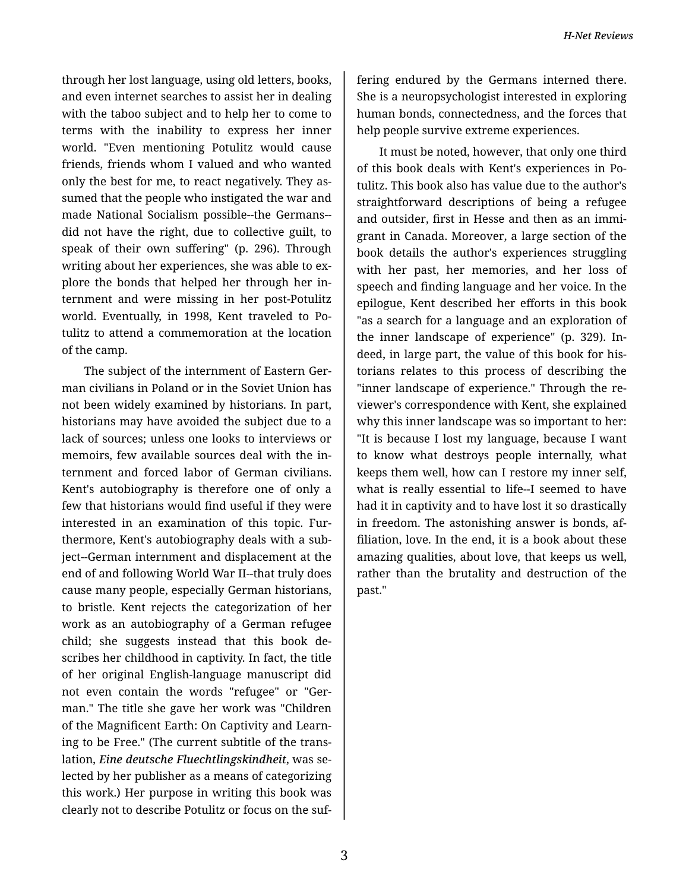through her lost language, using old letters, books, and even internet searches to assist her in dealing with the taboo subject and to help her to come to terms with the inability to express her inner world. "Even mentioning Potulitz would cause friends, friends whom I valued and who wanted only the best for me, to react negatively. They assumed that the people who instigated the war and made National Socialism possible--the Germans--did not have the right, due to collective guilt, to speak of their own suffering" (p. 296). Through writing about her experiences, she was able to explore the bonds that helped her through her internment and were missing in her post-Potulitz world. Eventually, in 1998, Kent traveled to Potulitz to attend a commemoration at the location of the camp.

The subject of the internment of Eastern German civilians in Poland or in the Soviet Union has not been widely examined by historians. In part, historians may have avoided the subject due to a lack of sources; unless one looks to interviews or memoirs, few available sources deal with the internment and forced labor of German civilians. Kent's autobiography is therefore one of only a few that historians would find useful if they were interested in an examination of this topic. Furthermore, Kent's autobiography deals with a subject--German internment and displacement at the end of and following World War II--that truly does cause many people, especially German historians, to bristle. Kent rejects the categorization of her work as an autobiography of a German refugee child; she suggests instead that this book describes her childhood in captivity. In fact, the title of her original English-language manuscript did not even contain the words "refugee" or "German." The title she gave her work was "Children of the Magnificent Earth: On Captivity and Learning to be Free." (The current subtitle of the translation, ***Eine deutsche Fluechtlingskindheit***, was selected by her publisher as a means of categorizing this work.) Her purpose in writing this book was clearly not to describe Potulitz or focus on the suffering endured by the Germans interned there. She is a neuropsychologist interested in exploring human bonds, connectedness, and the forces that help people survive extreme experiences.

It must be noted, however, that only one third of this book deals with Kent's experiences in Potulitz. This book also has value due to the author's straightforward descriptions of being a refugee and outsider, first in Hesse and then as an immigrant in Canada. Moreover, a large section of the book details the author's experiences struggling with her past, her memories, and her loss of speech and finding language and her voice. In the epilogue, Kent described her efforts in this book "as a search for a language and an exploration of the inner landscape of experience" (p. 329). Indeed, in large part, the value of this book for historians relates to this process of describing the "inner landscape of experience." Through the reviewer's correspondence with Kent, she explained why this inner landscape was so important to her: "It is because I lost my language, because I want to know what destroys people internally, what keeps them well, how can I restore my inner self, what is really essential to life--I seemed to have had it in captivity and to have lost it so drastically in freedom. The astonishing answer is bonds, affiliation, love. In the end, it is a book about these amazing qualities, about love, that keeps us well, rather than the brutality and destruction of the past."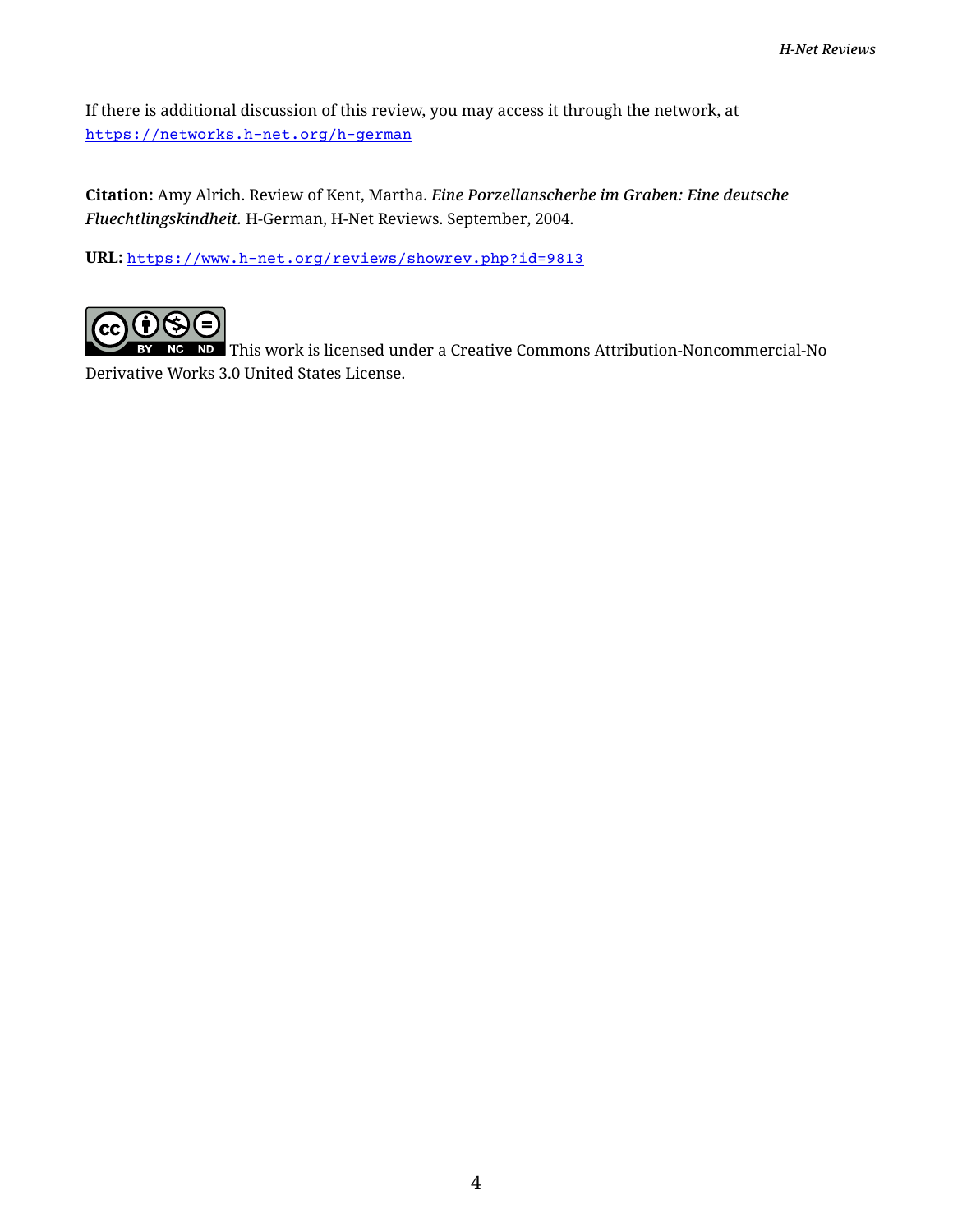If there is additional discussion of this review, you may access it through the network, at https://networks.h-net.org/h-german

**Citation:** Amy Alrich. Review of Kent, Martha. *Eine Porzellanscherbe im Graben: Eine deutsche Fluechtlingskindheit.* H-German, H-Net Reviews. September, 2004.

**URL:** https://www.h-net.org/reviews/showrev.php?id=9813

This work is licensed under a Creative Commons Attribution-Noncommercial-No Derivative Works 3.0 United States License.